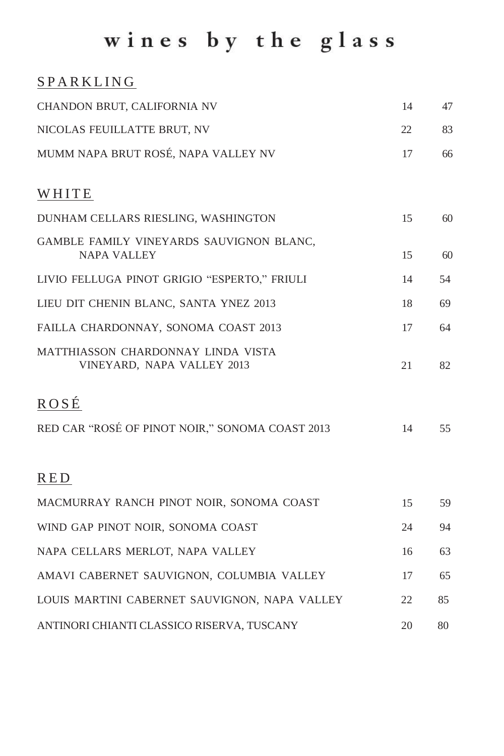# wines by the glass

## SPARKLING

| | | |
|---|---|---|
| CHANDON BRUT, CALIFORNIA NV | 14 | 47 |
| NICOLAS FEUILLATTE BRUT, NV | 22 | 83 |
| MUMM NAPA BRUT ROSÉ, NAPA VALLEY NV | 17 | 66 |

## WHITE

| | | |
|---|---|---|
| DUNHAM CELLARS RIESLING, WASHINGTON | 15 | 60 |
| GAMBLE FAMILY VINEYARDS SAUVIGNON BLANC, NAPA VALLEY | 15 | 60 |
| LIVIO FELLUGA PINOT GRIGIO "ESPERTO," FRIULI | 14 | 54 |
| LIEU DIT CHENIN BLANC, SANTA YNEZ 2013 | 18 | 69 |
| FAILLA CHARDONNAY, SONOMA COAST 2013 | 17 | 64 |
| MATTHIASSON CHARDONNAY LINDA VISTA VINEYARD, NAPA VALLEY 2013 | 21 | 82 |

## ROSÉ

| | | |
|---|---|---|
| RED CAR "ROSÉ OF PINOT NOIR," SONOMA COAST 2013 | 14 | 55 |

## RED

| | | |
|---|---|---|
| MACMURRAY RANCH PINOT NOIR, SONOMA COAST | 15 | 59 |
| WIND GAP PINOT NOIR, SONOMA COAST | 24 | 94 |
| NAPA CELLARS MERLOT, NAPA VALLEY | 16 | 63 |
| AMAVI CABERNET SAUVIGNON, COLUMBIA VALLEY | 17 | 65 |
| LOUIS MARTINI CABERNET SAUVIGNON, NAPA VALLEY | 22 | 85 |
| ANTINORI CHIANTI CLASSICO RISERVA, TUSCANY | 20 | 80 |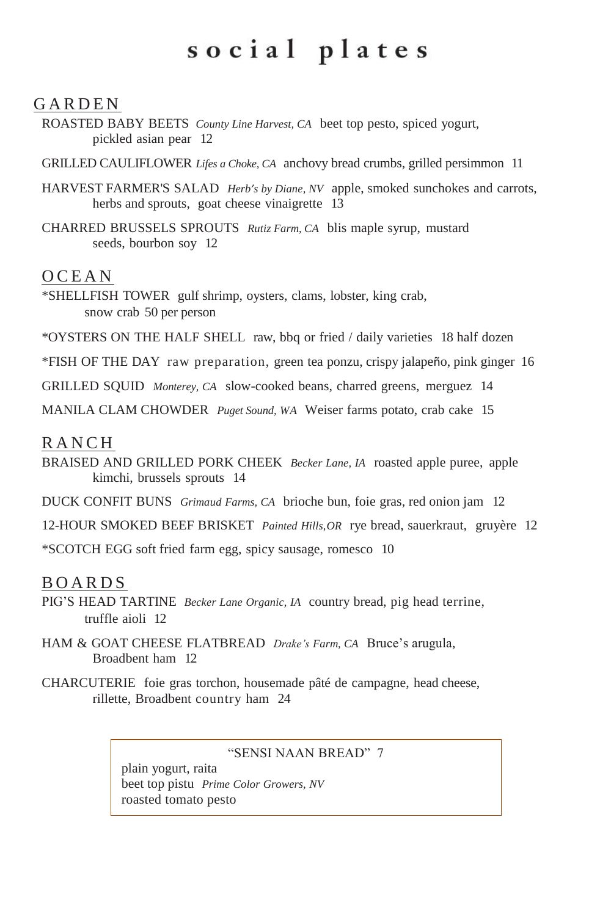# social plates

## GARDEN

ROASTED BABY BEETS *County Line Harvest, CA* beet top pesto, spiced yogurt, pickled asian pear 12

GRILLED CAULIFLOWER *Lifes a Choke, CA* anchovy bread crumbs, grilled persimmon 11

HARVEST FARMER'S SALAD *Herb's by Diane, NV* apple, smoked sunchokes and carrots, herbs and sprouts, goat cheese vinaigrette 13

CHARRED BRUSSELS SPROUTS *Rutiz Farm, CA* blis maple syrup, mustard seeds, bourbon soy 12

## OCEAN

*SHELLFISH TOWER gulf shrimp, oysters, clams, lobster, king crab, snow crab 50 per person

*OYSTERS ON THE HALF SHELL raw, bbq or fried / daily varieties 18 half dozen

*FISH OF THE DAY raw preparation, green tea ponzu, crispy jalapeño, pink ginger 16

GRILLED SQUID *Monterey, CA* slow-cooked beans, charred greens, merguez 14

MANILA CLAM CHOWDER *Puget Sound, WA* Weiser farms potato, crab cake 15

## RANCH

BRAISED AND GRILLED PORK CHEEK *Becker Lane, IA* roasted apple puree, apple kimchi, brussels sprouts 14

DUCK CONFIT BUNS *Grimaud Farms, CA* brioche bun, foie gras, red onion jam 12

12-HOUR SMOKED BEEF BRISKET *Painted Hills,OR* rye bread, sauerkraut, gruyère 12

*SCOTCH EGG soft fried farm egg, spicy sausage, romesco 10

## BOARDS

PIG'S HEAD TARTINE *Becker Lane Organic, IA* country bread, pig head terrine, truffle aioli 12

HAM & GOAT CHEESE FLATBREAD *Drake's Farm, CA* Bruce's arugula, Broadbent ham 12

CHARCUTERIE foie gras torchon, housemade pâté de campagne, head cheese, rillette, Broadbent country ham 24

---

"SENSI NAAN BREAD" 7

plain yogurt, raita
beet top pistu *Prime Color Growers, NV*
roasted tomato pesto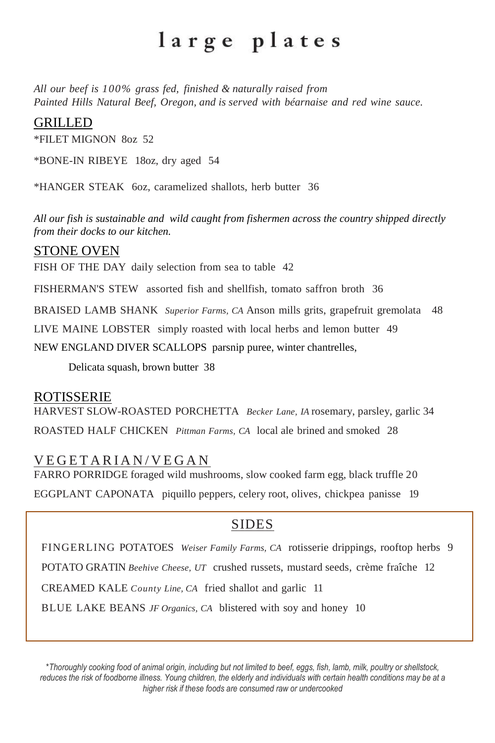# large plates

*All our beef is 100% grass fed, finished & naturally raised from Painted Hills Natural Beef, Oregon, and is served with béarnaise and red wine sauce.*

## GRILLED

*FILET MIGNON 8oz 52

*BONE-IN RIBEYE 18oz, dry aged 54

*HANGER STEAK 6oz, caramelized shallots, herb butter 36

*All our fish is sustainable and wild caught from fishermen across the country shipped directly from their docks to our kitchen.*

## STONE OVEN

FISH OF THE DAY daily selection from sea to table 42

FISHERMAN'S STEW assorted fish and shellfish, tomato saffron broth 36

BRAISED LAMB SHANK *Superior Farms, CA* Anson mills grits, grapefruit gremolata 48

LIVE MAINE LOBSTER simply roasted with local herbs and lemon butter 49

NEW ENGLAND DIVER SCALLOPS parsnip puree, winter chantrelles, Delicata squash, brown butter 38

## ROTISSERIE

HARVEST SLOW-ROASTED PORCHETTA *Becker Lane, IA* rosemary, parsley, garlic 34

ROASTED HALF CHICKEN *Pittman Farms, CA* local ale brined and smoked 28

## VEGETARIAN/VEGAN

FARRO PORRIDGE foraged wild mushrooms, slow cooked farm egg, black truffle 20

EGGPLANT CAPONATA piquillo peppers, celery root, olives, chickpea panisse 19

## SIDES

FINGERLING POTATOES *Weiser Family Farms, CA* rotisserie drippings, rooftop herbs 9

POTATO GRATIN *Beehive Cheese, UT* crushed russets, mustard seeds, crème fraîche 12

CREAMED KALE *County Line, CA* fried shallot and garlic 11

BLUE LAKE BEANS *JF Organics, CA* blistered with soy and honey 10

*\*Thoroughly cooking food of animal origin, including but not limited to beef, eggs, fish, lamb, milk, poultry or shellstock, reduces the risk of foodborne illness. Young children, the elderly and individuals with certain health conditions may be at a higher risk if these foods are consumed raw or undercooked*